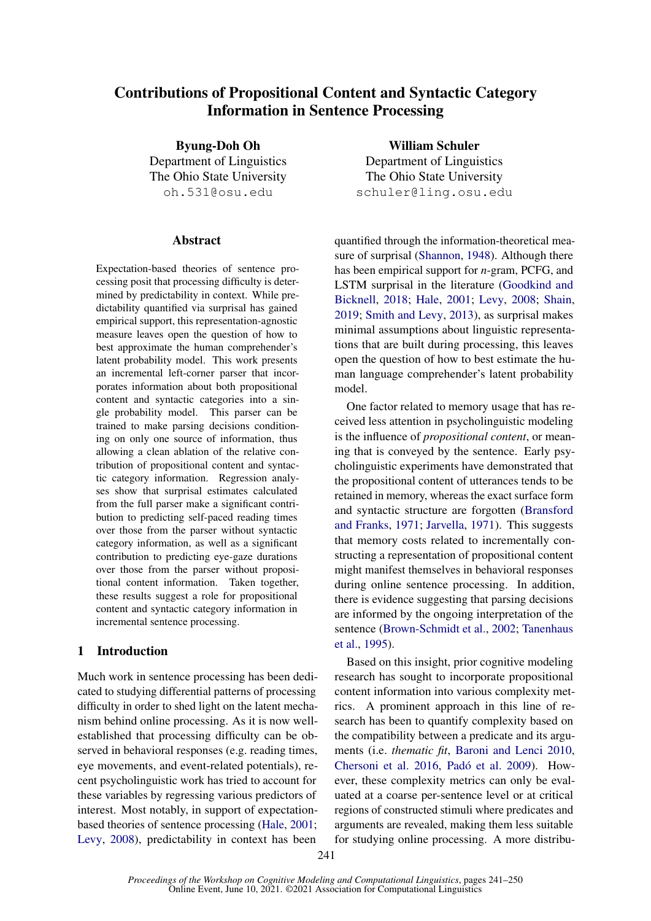# Contributions of Propositional Content and Syntactic Category Information in Sentence Processing

**Byung-Doh Oh**
Department of Linguistics
The Ohio State University
oh.531@osu.edu

**William Schuler**
Department of Linguistics
The Ohio State University
schuler@ling.osu.edu

## Abstract

Expectation-based theories of sentence processing posit that processing difficulty is determined by predictability in context. While predictability quantified via surprisal has gained empirical support, this representation-agnostic measure leaves open the question of how to best approximate the human comprehender's latent probability model. This work presents an incremental left-corner parser that incorporates information about both propositional content and syntactic categories into a single probability model. This parser can be trained to make parsing decisions conditioning on only one source of information, thus allowing a clean ablation of the relative contribution of propositional content and syntactic category information. Regression analyses show that surprisal estimates calculated from the full parser make a significant contribution to predicting self-paced reading times over those from the parser without syntactic category information, as well as a significant contribution to predicting eye-gaze durations over those from the parser without propositional content information. Taken together, these results suggest a role for propositional content and syntactic category information in incremental sentence processing.

## 1 Introduction

Much work in sentence processing has been dedicated to studying differential patterns of processing difficulty in order to shed light on the latent mechanism behind online processing. As it is now well-established that processing difficulty can be observed in behavioral responses (e.g. reading times, eye movements, and event-related potentials), recent psycholinguistic work has tried to account for these variables by regressing various predictors of interest. Most notably, in support of expectation-based theories of sentence processing (Hale, 2001; Levy, 2008), predictability in context has been quantified through the information-theoretical measure of surprisal (Shannon, 1948). Although there has been empirical support for *n*-gram, PCFG, and LSTM surprisal in the literature (Goodkind and Bicknell, 2018; Hale, 2001; Levy, 2008; Shain, 2019; Smith and Levy, 2013), as surprisal makes minimal assumptions about linguistic representations that are built during processing, this leaves open the question of how to best estimate the human language comprehender's latent probability model.

One factor related to memory usage that has received less attention in psycholinguistic modeling is the influence of *propositional content*, or meaning that is conveyed by the sentence. Early psycholinguistic experiments have demonstrated that the propositional content of utterances tends to be retained in memory, whereas the exact surface form and syntactic structure are forgotten (Bransford and Franks, 1971; Jarvella, 1971). This suggests that memory costs related to incrementally constructing a representation of propositional content might manifest themselves in behavioral responses during online sentence processing. In addition, there is evidence suggesting that parsing decisions are informed by the ongoing interpretation of the sentence (Brown-Schmidt et al., 2002; Tanenhaus et al., 1995).

Based on this insight, prior cognitive modeling research has sought to incorporate propositional content information into various complexity metrics. A prominent approach in this line of research has been to quantify complexity based on the compatibility between a predicate and its arguments (i.e. *thematic fit*, Baroni and Lenci 2010, Chersoni et al. 2016, Padó et al. 2009). However, these complexity metrics can only be evaluated at a coarse per-sentence level or at critical regions of constructed stimuli where predicates and arguments are revealed, making them less suitable for studying online processing. A more distribu-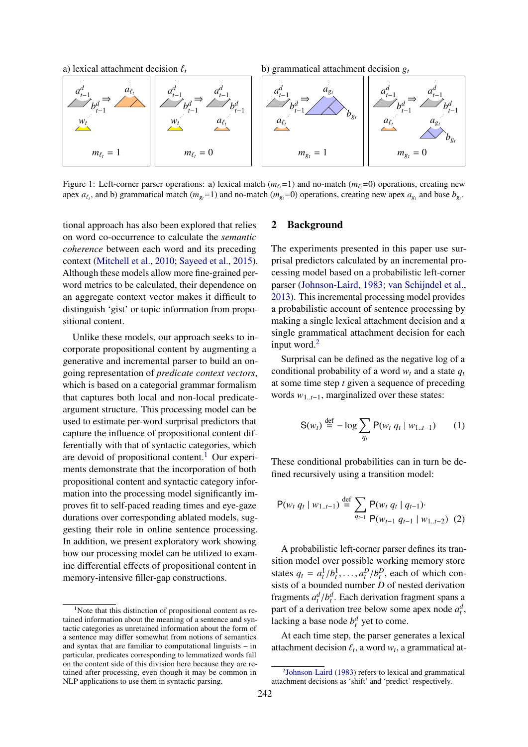a) lexical attachment decision $\ell_t$ b) grammatical attachment decision $g_t$

Figure 1: Left-corner parser operations: a) lexical match ($m_{\ell_t}$=1) and no-match ($m_{\ell_t}$=0) operations, creating new apex $a_{\ell_t}$, and b) grammatical match ($m_{g_t}$=1) and no-match ($m_{g_t}$=0) operations, creating new apex $a_{g_t}$ and base $b_{g_t}$.

tional approach has also been explored that relies on word co-occurrence to calculate the *semantic coherence* between each word and its preceding context (Mitchell et al., 2010; Sayeed et al., 2015). Although these models allow more fine-grained per-word metrics to be calculated, their dependence on an aggregate context vector makes it difficult to distinguish 'gist' or topic information from propositional content.

Unlike these models, our approach seeks to incorporate propositional content by augmenting a generative and incremental parser to build an ongoing representation of *predicate context vectors*, which is based on a categorial grammar formalism that captures both local and non-local predicate-argument structure. This processing model can be used to estimate per-word surprisal predictors that capture the influence of propositional content differentially with that of syntactic categories, which are devoid of propositional content.[1] Our experiments demonstrate that the incorporation of both propositional content and syntactic category information into the processing model significantly improves fit to self-paced reading times and eye-gaze durations over corresponding ablated models, suggesting their role in online sentence processing. In addition, we present exploratory work showing how our processing model can be utilized to examine differential effects of propositional content in memory-intensive filler-gap constructions.

## 2 Background

The experiments presented in this paper use surprisal predictors calculated by an incremental processing model based on a probabilistic left-corner parser (Johnson-Laird, 1983; van Schijndel et al., 2013). This incremental processing model provides a probabilistic account of sentence processing by making a single lexical attachment decision and a single grammatical attachment decision for each input word.[2]

Surprisal can be defined as the negative log of a conditional probability of a word $w_t$ and a state $q_t$ at some time step $t$ given a sequence of preceding words $w_{1..t-1}$, marginalized over these states:

$$\mathsf{S}(w_t) \stackrel{\text{def}}{=} -\log \sum_{q_t} \mathsf{P}(w_t \; q_t \mid w_{1..t-1}) \qquad (1)$$

These conditional probabilities can in turn be defined recursively using a transition model:

$$\mathsf{P}(w_t \; q_t \mid w_{1..t-1}) \stackrel{\text{def}}{=} \sum_{q_{t-1}} \mathsf{P}(w_t \; q_t \mid q_{t-1}) \cdot \mathsf{P}(w_{t-1} \; q_{t-1} \mid w_{1..t-2}) \quad (2)$$

A probabilistic left-corner parser defines its transition model over possible working memory store states $q_t = a_t^1/b_t^1, \ldots, a_t^D/b_t^D$, each of which consists of a bounded number $D$ of nested derivation fragments $a_t^d/b_t^d$. Each derivation fragment spans a part of a derivation tree below some apex node $a_t^d$, lacking a base node $b_t^d$ yet to come.

At each time step, the parser generates a lexical attachment decision $\ell_t$, a word $w_t$, a grammatical at-

[1] Note that this distinction of propositional content as retained information about the meaning of a sentence and syntactic categories as unretained information about the form of a sentence may differ somewhat from notions of semantics and syntax that are familiar to computational linguists – in particular, predicates corresponding to lemmatized words fall on the content side of this division here because they are retained after processing, even though it may be common in NLP applications to use them in syntactic parsing.

[2] Johnson-Laird (1983) refers to lexical and grammatical attachment decisions as 'shift' and 'predict' respectively.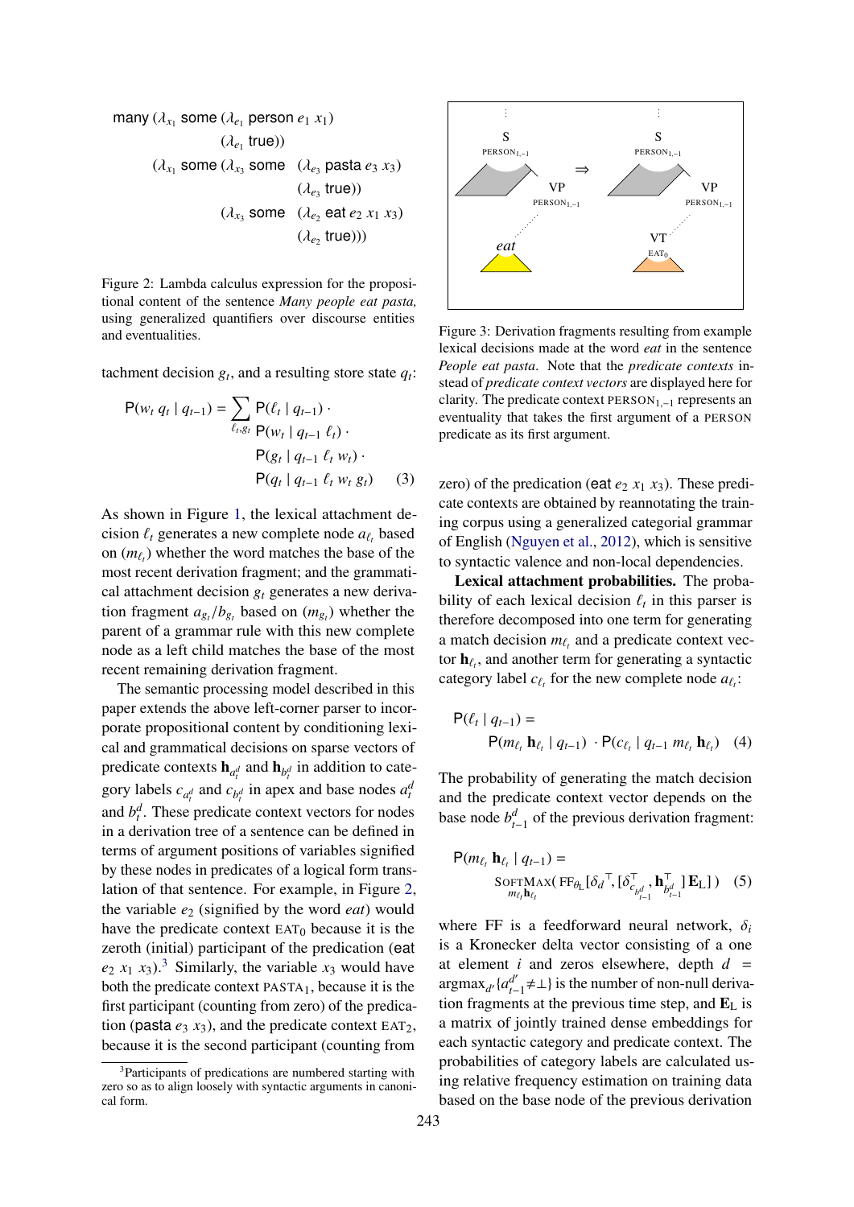$$
\begin{array}{l}
\textsf{many}\ (\lambda_{x_1}\ \textsf{some}\ (\lambda_{e_1}\ \textsf{person}\ e_1\ x_1) \\
\qquad\qquad\qquad (\lambda_{e_1}\ \textsf{true})) \\
\qquad (\lambda_{x_1}\ \textsf{some}\ (\lambda_{x_3}\ \textsf{some}\ \ (\lambda_{e_3}\ \textsf{pasta}\ e_3\ x_3) \\
\qquad\qquad\qquad\qquad\qquad\qquad (\lambda_{e_3}\ \textsf{true})) \\
\qquad\qquad\qquad (\lambda_{x_3}\ \textsf{some}\ \ (\lambda_{e_2}\ \textsf{eat}\ e_2\ x_1\ x_3) \\
\qquad\qquad\qquad\qquad\qquad\qquad (\lambda_{e_2}\ \textsf{true})))
\end{array}
$$

Figure 2: Lambda calculus expression for the propositional content of the sentence *Many people eat pasta,* using generalized quantifiers over discourse entities and eventualities.

tachment decision $g_t$, and a resulting store state $q_t$:

$$
\begin{aligned}
\mathsf{P}(w_t\ q_t \mid q_{t-1}) = \sum_{\ell_t, g_t} & \mathsf{P}(\ell_t \mid q_{t-1}) \cdot \\
& \mathsf{P}(w_t \mid q_{t-1}\ \ell_t) \cdot \\
& \mathsf{P}(g_t \mid q_{t-1}\ \ell_t\ w_t) \cdot \\
& \mathsf{P}(q_t \mid q_{t-1}\ \ell_t\ w_t\ g_t) \qquad (3)
\end{aligned}
$$

As shown in Figure 1, the lexical attachment decision $\ell_t$ generates a new complete node $a_{\ell_t}$ based on $(m_{\ell_t})$ whether the word matches the base of the most recent derivation fragment; and the grammatical attachment decision $g_t$ generates a new derivation fragment $a_{g_t}/b_{g_t}$ based on $(m_{g_t})$ whether the parent of a grammar rule with this new complete node as a left child matches the base of the most recent remaining derivation fragment.

The semantic processing model described in this paper extends the above left-corner parser to incorporate propositional content by conditioning lexical and grammatical decisions on sparse vectors of predicate contexts $\mathbf{h}_{a_t^d}$ and $\mathbf{h}_{b_t^d}$ in addition to category labels $c_{a_t^d}$ and $c_{b_t^d}$ in apex and base nodes $a_t^d$ and $b_t^d$. These predicate context vectors for nodes in a derivation tree of a sentence can be defined in terms of argument positions of variables signified by these nodes in predicates of a logical form translation of that sentence. For example, in Figure 2, the variable $e_2$ (signified by the word *eat*) would have the predicate context $\mathrm{EAT}_0$ because it is the zeroth (initial) participant of the predication ($\textsf{eat}$ $e_2$ $x_1$ $x_3$).[3] Similarly, the variable $x_3$ would have both the predicate context $\mathrm{PASTA}_1$, because it is the first participant (counting from zero) of the predication ($\textsf{pasta}$ $e_3$ $x_3$), and the predicate context $\mathrm{EAT}_2$, because it is the second participant (counting from zero) of the predication ($\textsf{eat}$ $e_2$ $x_1$ $x_3$). These predicate contexts are obtained by reannotating the training corpus using a generalized categorial grammar of English (Nguyen et al., 2012), which is sensitive to syntactic valence and non-local dependencies.

[3]Participants of predications are numbered starting with zero so as to align loosely with syntactic arguments in canonical form.

Figure 3: Derivation fragments resulting from example lexical decisions made at the word *eat* in the sentence *People eat pasta*. Note that the *predicate contexts* instead of *predicate context vectors* are displayed here for clarity. The predicate context $\mathrm{PERSON}_{1,-1}$ represents an eventuality that takes the first argument of a PERSON predicate as its first argument.

**Lexical attachment probabilities.** The probability of each lexical decision $\ell_t$ in this parser is therefore decomposed into one term for generating a match decision $m_{\ell_t}$ and a predicate context vector $\mathbf{h}_{\ell_t}$, and another term for generating a syntactic category label $c_{\ell_t}$ for the new complete node $a_{\ell_t}$:

$$
\begin{aligned}
\mathsf{P}(\ell_t \mid q_{t-1}) = & \\
& \mathsf{P}(m_{\ell_t}\ \mathbf{h}_{\ell_t} \mid q_{t-1}) \cdot \mathsf{P}(c_{\ell_t} \mid q_{t-1}\ m_{\ell_t}\ \mathbf{h}_{\ell_t}) \qquad (4)
\end{aligned}
$$

The probability of generating the match decision and the predicate context vector depends on the base node $b_{t-1}^d$ of the previous derivation fragment:

$$
\begin{aligned}
\mathsf{P}(m_{\ell_t}\ \mathbf{h}_{\ell_t} \mid q_{t-1}) = & \\
& \underset{m_{\ell_t}\mathbf{h}_{\ell_t}}{\mathrm{SoftMax}}(\ \mathrm{FF}_{\theta_\mathrm{L}}[\delta_d{}^\top, [\delta_{c_{b_{t-1}^d}}^\top, \mathbf{h}_{b_{t-1}^d}^\top]\ \mathbf{E}_\mathrm{L}]\ ) \quad (5)
\end{aligned}
$$

where FF is a feedforward neural network, $\delta_i$ is a Kronecker delta vector consisting of a one at element $i$ and zeros elsewhere, depth $d = \mathrm{argmax}_{d'}\{a_{t-1}^{d'} \neq \bot\}$ is the number of non-null derivation fragments at the previous time step, and $\mathbf{E}_\mathrm{L}$ is a matrix of jointly trained dense embeddings for each syntactic category and predicate context. The probabilities of category labels are calculated using relative frequency estimation on training data based on the base node of the previous derivation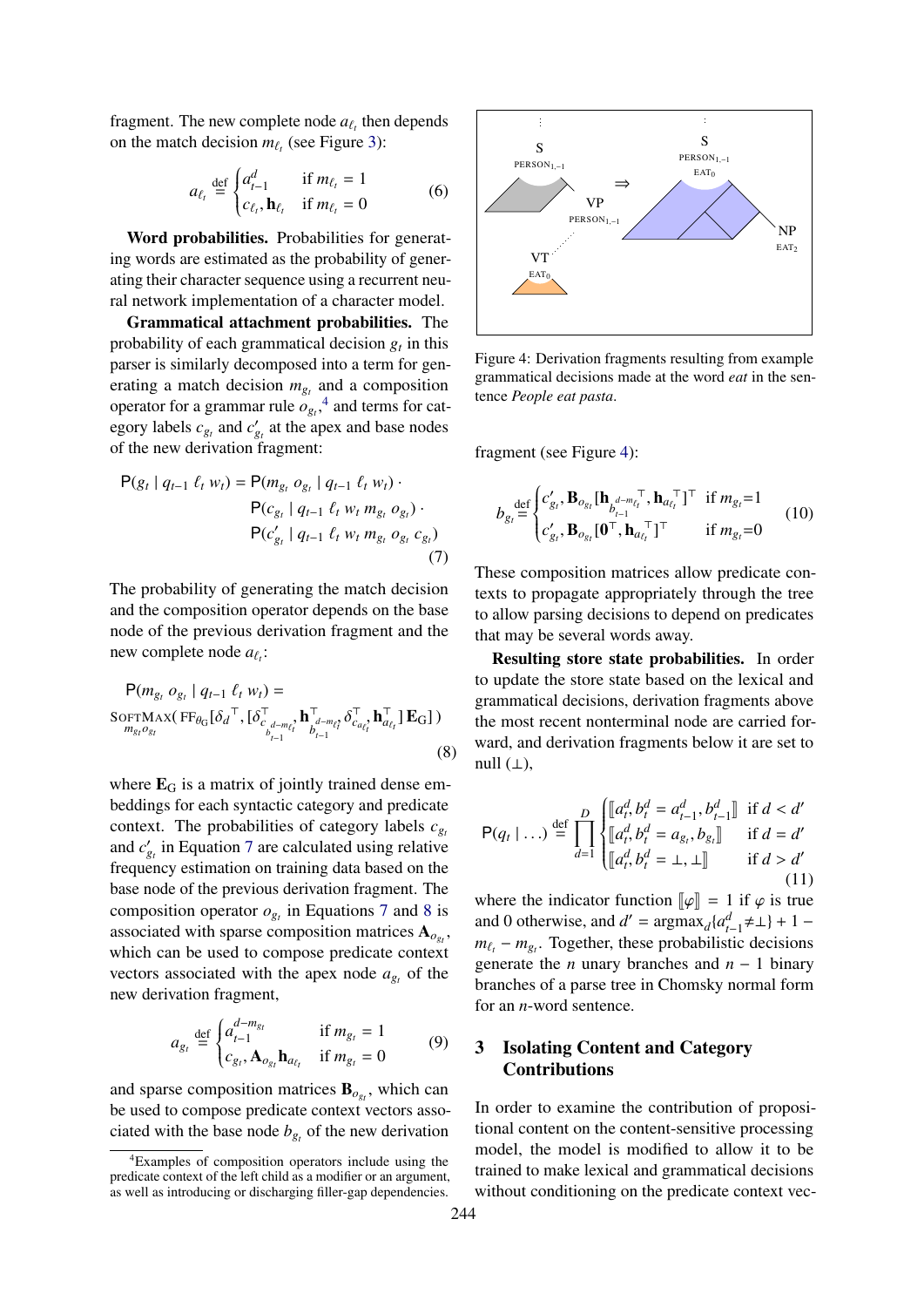fragment. The new complete node $a_{\ell_t}$ then depends on the match decision $m_{\ell_t}$ (see Figure 3):

$$a_{\ell_t} \stackrel{\text{def}}{=} \begin{cases} a^d_{t-1} & \text{if } m_{\ell_t} = 1 \\ c_{\ell_t}, \mathbf{h}_{\ell_t} & \text{if } m_{\ell_t} = 0 \end{cases} \tag{6}$$

**Word probabilities.** Probabilities for generating words are estimated as the probability of generating their character sequence using a recurrent neural network implementation of a character model.

**Grammatical attachment probabilities.** The probability of each grammatical decision $g_t$ in this parser is similarly decomposed into a term for generating a match decision $m_{g_t}$ and a composition operator for a grammar rule $o_{g_t}$,[4] and terms for category labels $c_{g_t}$ and $c'_{g_t}$ at the apex and base nodes of the new derivation fragment:

$$\begin{aligned} \mathsf{P}(g_t \mid q_{t-1}\ \ell_t\ w_t) = {} & \mathsf{P}(m_{g_t}\ o_{g_t} \mid q_{t-1}\ \ell_t\ w_t) \cdot \\ & \mathsf{P}(c_{g_t} \mid q_{t-1}\ \ell_t\ w_t\ m_{g_t}\ o_{g_t}) \cdot \\ & \mathsf{P}(c'_{g_t} \mid q_{t-1}\ \ell_t\ w_t\ m_{g_t}\ o_{g_t}\ c_{g_t}) \end{aligned} \tag{7}$$

The probability of generating the match decision and the composition operator depends on the base node of the previous derivation fragment and the new complete node $a_{\ell_t}$:

$$\mathsf{P}(m_{g_t}\ o_{g_t} \mid q_{t-1}\ \ell_t\ w_t) = \underset{m_{g_t} o_{g_t}}{\text{SoftMax}}(\text{FF}_{\theta_{\text{G}}}[\delta_d{}^\top, [\delta^\top_{c_{b^{d-m_{\ell_t}}_{t-1}}}, \mathbf{h}^\top_{b^{d-m_{\ell_t}}_{t-1}}, \delta^\top_{c_{a_{\ell_t}}}, \mathbf{h}^\top_{a_{\ell_t}}]\,\mathbf{E}_{\text{G}}]) \tag{8}$$

where $\mathbf{E}_{\text{G}}$ is a matrix of jointly trained dense embeddings for each syntactic category and predicate context. The probabilities of category labels $c_{g_t}$ and $c'_{g_t}$ in Equation 7 are calculated using relative frequency estimation on training data based on the base node of the previous derivation fragment. The composition operator $o_{g_t}$ in Equations 7 and 8 is associated with sparse composition matrices $\mathbf{A}_{o_{g_t}}$, which can be used to compose predicate context vectors associated with the apex node $a_{g_t}$ of the new derivation fragment,

$$a_{g_t} \stackrel{\text{def}}{=} \begin{cases} a^{d-m_{g_t}}_{t-1} & \text{if } m_{g_t} = 1 \\ c_{g_t}, \mathbf{A}_{o_{g_t}} \mathbf{h}_{a_{\ell_t}} & \text{if } m_{g_t} = 0 \end{cases} \tag{9}$$

and sparse composition matrices $\mathbf{B}_{o_{g_t}}$, which can be used to compose predicate context vectors associated with the base node $b_{g_t}$ of the new derivation fragment (see Figure 4):

Figure 4: Derivation fragments resulting from example grammatical decisions made at the word *eat* in the sentence *People eat pasta*.

$$b_{g_t} \stackrel{\text{def}}{=} \begin{cases} c'_{g_t}, \mathbf{B}_{o_{g_t}}[\mathbf{h}_{b^{d-m_{\ell_t}}_{t-1}}{}^\top, \mathbf{h}_{a_{\ell_t}}{}^\top]^\top & \text{if } m_{g_t}{=}1 \\ c'_{g_t}, \mathbf{B}_{o_{g_t}}[\mathbf{0}^\top, \mathbf{h}_{a_{\ell_t}}{}^\top]^\top & \text{if } m_{g_t}{=}0 \end{cases} \tag{10}$$

These composition matrices allow predicate contexts to propagate appropriately through the tree to allow parsing decisions to depend on predicates that may be several words away.

**Resulting store state probabilities.** In order to update the store state based on the lexical and grammatical decisions, derivation fragments above the most recent nonterminal node are carried forward, and derivation fragments below it are set to null ($\bot$),

$$\mathsf{P}(q_t \mid \ldots) \stackrel{\text{def}}{=} \prod_{d=1}^{D} \begin{cases} [\![a^d_t, b^d_t = a^d_{t-1}, b^d_{t-1}]\!] & \text{if } d < d' \\ [\![a^d_t, b^d_t = a_{g_t}, b_{g_t}]\!] & \text{if } d = d' \\ [\![a^d_t, b^d_t = \bot, \bot]\!] & \text{if } d > d' \end{cases} \tag{11}$$

where the indicator function $[\![\varphi]\!] = 1$ if $\varphi$ is true and 0 otherwise, and $d' = \text{argmax}_d\{a^d_{t-1}{\neq}\bot\} + 1 - m_{\ell_t} - m_{g_t}$. Together, these probabilistic decisions generate the $n$ unary branches and $n-1$ binary branches of a parse tree in Chomsky normal form for an $n$-word sentence.

## 3 Isolating Content and Category Contributions

In order to examine the contribution of propositional content on the content-sensitive processing model, the model is modified to allow it to be trained to make lexical and grammatical decisions without conditioning on the predicate context vec-

[4] Examples of composition operators include using the predicate context of the left child as a modifier or an argument, as well as introducing or discharging filler-gap dependencies.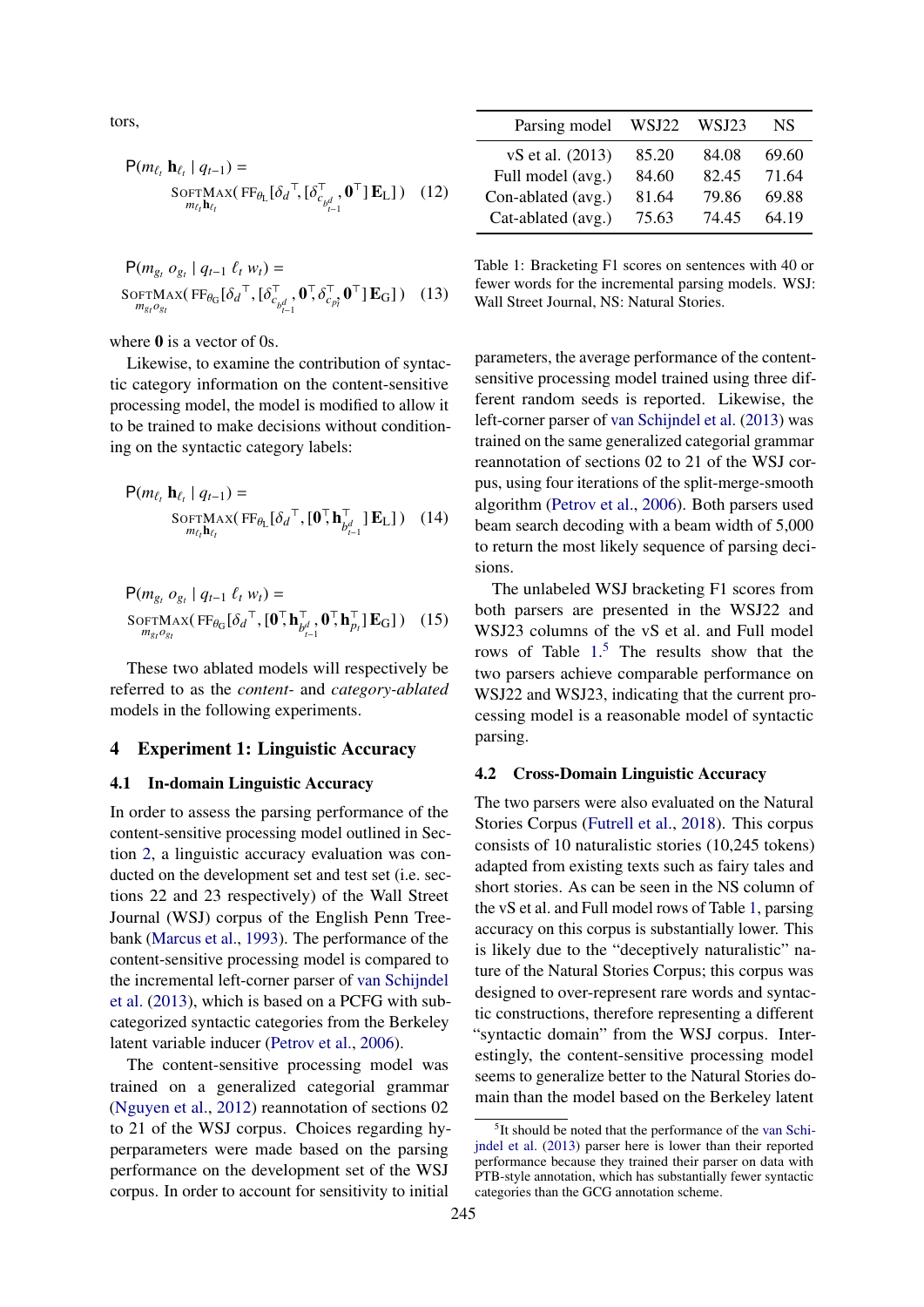tors,

$$\mathsf{P}(m_{\ell_t}\,\mathbf{h}_{\ell_t} \mid q_{t-1}) = \underset{m_{\ell_t}\mathbf{h}_{\ell_t}}{\textsc{SoftMax}}(\,\mathrm{FF}_{\theta_\mathrm{L}}[\delta_d{}^\top, [\delta^\top_{c_{b^d_{t-1}}}, \mathbf{0}^\top]\,\mathbf{E}_\mathrm{L}]\,) \quad (12)$$

$$\mathsf{P}(m_{g_t}\, o_{g_t} \mid q_{t-1}\ \ell_t\ w_t) = \underset{m_{g_t}o_{g_t}}{\textsc{SoftMax}}(\,\mathrm{FF}_{\theta_\mathrm{G}}[\delta_d{}^\top, [\delta^\top_{c_{b^d_{t-1}}}, \mathbf{0}^\top, \delta^\top_{c_{p_t}}, \mathbf{0}^\top]\,\mathbf{E}_\mathrm{G}]\,) \quad (13)$$

where $\mathbf{0}$ is a vector of 0s.

Likewise, to examine the contribution of syntactic category information on the content-sensitive processing model, the model is modified to allow it to be trained to make decisions without conditioning on the syntactic category labels:

$$\mathsf{P}(m_{\ell_t}\,\mathbf{h}_{\ell_t} \mid q_{t-1}) = \underset{m_{\ell_t}\mathbf{h}_{\ell_t}}{\textsc{SoftMax}}(\,\mathrm{FF}_{\theta_\mathrm{L}}[\delta_d{}^\top, [\mathbf{0}^\top, \mathbf{h}^\top_{b^d_{t-1}}]\,\mathbf{E}_\mathrm{L}]\,) \quad (14)$$

$$\mathsf{P}(m_{g_t}\, o_{g_t} \mid q_{t-1}\ \ell_t\ w_t) = \underset{m_{g_t}o_{g_t}}{\textsc{SoftMax}}(\,\mathrm{FF}_{\theta_\mathrm{G}}[\delta_d{}^\top, [\mathbf{0}^\top, \mathbf{h}^\top_{b^d_{t-1}}, \mathbf{0}^\top, \mathbf{h}^\top_{p_t}]\,\mathbf{E}_\mathrm{G}]\,) \quad (15)$$

These two ablated models will respectively be referred to as the *content-* and *category-ablated* models in the following experiments.

## 4 Experiment 1: Linguistic Accuracy

### 4.1 In-domain Linguistic Accuracy

In order to assess the parsing performance of the content-sensitive processing model outlined in Section 2, a linguistic accuracy evaluation was conducted on the development set and test set (i.e. sections 22 and 23 respectively) of the Wall Street Journal (WSJ) corpus of the English Penn Treebank (Marcus et al., 1993). The performance of the content-sensitive processing model is compared to the incremental left-corner parser of van Schijndel et al. (2013), which is based on a PCFG with subcategorized syntactic categories from the Berkeley latent variable inducer (Petrov et al., 2006).

The content-sensitive processing model was trained on a generalized categorial grammar (Nguyen et al., 2012) reannotation of sections 02 to 21 of the WSJ corpus. Choices regarding hyperparameters were made based on the parsing performance on the development set of the WSJ corpus. In order to account for sensitivity to initial parameters, the average performance of the content-sensitive processing model trained using three different random seeds is reported. Likewise, the left-corner parser of van Schijndel et al. (2013) was trained on the same generalized categorial grammar reannotation of sections 02 to 21 of the WSJ corpus, using four iterations of the split-merge-smooth algorithm (Petrov et al., 2006). Both parsers used beam search decoding with a beam width of 5,000 to return the most likely sequence of parsing decisions.

| Parsing model | WSJ22 | WSJ23 | NS |
|---|---|---|---|
| vS et al. (2013) | 85.20 | 84.08 | 69.60 |
| Full model (avg.) | 84.60 | 82.45 | 71.64 |
| Con-ablated (avg.) | 81.64 | 79.86 | 69.88 |
| Cat-ablated (avg.) | 75.63 | 74.45 | 64.19 |

Table 1: Bracketing F1 scores on sentences with 40 or fewer words for the incremental parsing models. WSJ: Wall Street Journal, NS: Natural Stories.

The unlabeled WSJ bracketing F1 scores from both parsers are presented in the WSJ22 and WSJ23 columns of the vS et al. and Full model rows of Table 1.[5] The results show that the two parsers achieve comparable performance on WSJ22 and WSJ23, indicating that the current processing model is a reasonable model of syntactic parsing.

### 4.2 Cross-Domain Linguistic Accuracy

The two parsers were also evaluated on the Natural Stories Corpus (Futrell et al., 2018). This corpus consists of 10 naturalistic stories (10,245 tokens) adapted from existing texts such as fairy tales and short stories. As can be seen in the NS column of the vS et al. and Full model rows of Table 1, parsing accuracy on this corpus is substantially lower. This is likely due to the "deceptively naturalistic" nature of the Natural Stories Corpus; this corpus was designed to over-represent rare words and syntactic constructions, therefore representing a different "syntactic domain" from the WSJ corpus. Interestingly, the content-sensitive processing model seems to generalize better to the Natural Stories domain than the model based on the Berkeley latent

[5] It should be noted that the performance of the van Schijndel et al. (2013) parser here is lower than their reported performance because they trained their parser on data with PTB-style annotation, which has substantially fewer syntactic categories than the GCG annotation scheme.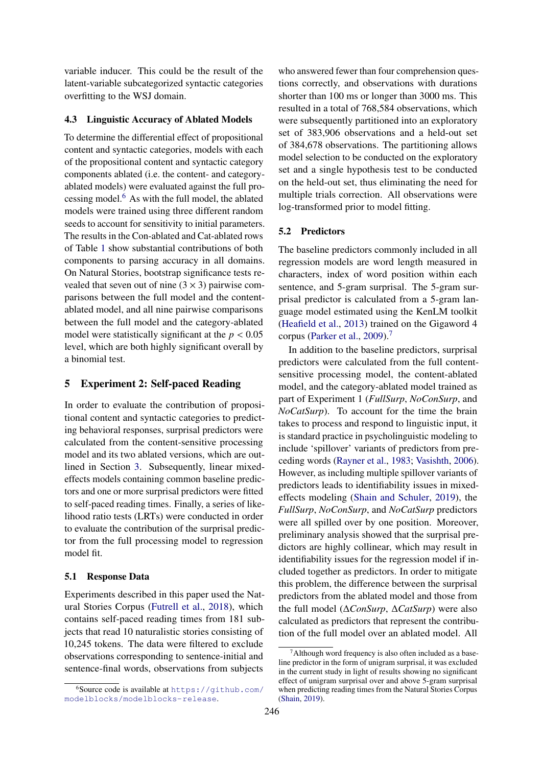variable inducer. This could be the result of the latent-variable subcategorized syntactic categories overfitting to the WSJ domain.

### 4.3 Linguistic Accuracy of Ablated Models

To determine the differential effect of propositional content and syntactic categories, models with each of the propositional content and syntactic category components ablated (i.e. the content- and category-ablated models) were evaluated against the full processing model.[6] As with the full model, the ablated models were trained using three different random seeds to account for sensitivity to initial parameters. The results in the Con-ablated and Cat-ablated rows of Table 1 show substantial contributions of both components to parsing accuracy in all domains. On Natural Stories, bootstrap significance tests revealed that seven out of nine ($3 \times 3$) pairwise comparisons between the full model and the content-ablated model, and all nine pairwise comparisons between the full model and the category-ablated model were statistically significant at the $p < 0.05$ level, which are both highly significant overall by a binomial test.

## 5 Experiment 2: Self-paced Reading

In order to evaluate the contribution of propositional content and syntactic categories to predicting behavioral responses, surprisal predictors were calculated from the content-sensitive processing model and its two ablated versions, which are outlined in Section 3. Subsequently, linear mixed-effects models containing common baseline predictors and one or more surprisal predictors were fitted to self-paced reading times. Finally, a series of likelihood ratio tests (LRTs) were conducted in order to evaluate the contribution of the surprisal predictor from the full processing model to regression model fit.

### 5.1 Response Data

Experiments described in this paper used the Natural Stories Corpus (Futrell et al., 2018), which contains self-paced reading times from 181 subjects that read 10 naturalistic stories consisting of 10,245 tokens. The data were filtered to exclude observations corresponding to sentence-initial and sentence-final words, observations from subjects who answered fewer than four comprehension questions correctly, and observations with durations shorter than 100 ms or longer than 3000 ms. This resulted in a total of 768,584 observations, which were subsequently partitioned into an exploratory set of 383,906 observations and a held-out set of 384,678 observations. The partitioning allows model selection to be conducted on the exploratory set and a single hypothesis test to be conducted on the held-out set, thus eliminating the need for multiple trials correction. All observations were log-transformed prior to model fitting.

### 5.2 Predictors

The baseline predictors commonly included in all regression models are word length measured in characters, index of word position within each sentence, and 5-gram surprisal. The 5-gram surprisal predictor is calculated from a 5-gram language model estimated using the KenLM toolkit (Heafield et al., 2013) trained on the Gigaword 4 corpus (Parker et al., 2009).[7]

In addition to the baseline predictors, surprisal predictors were calculated from the full content-sensitive processing model, the content-ablated model, and the category-ablated model trained as part of Experiment 1 (*FullSurp*, *NoConSurp*, and *NoCatSurp*). To account for the time the brain takes to process and respond to linguistic input, it is standard practice in psycholinguistic modeling to include 'spillover' variants of predictors from preceding words (Rayner et al., 1983; Vasishth, 2006). However, as including multiple spillover variants of predictors leads to identifiability issues in mixed-effects modeling (Shain and Schuler, 2019), the *FullSurp*, *NoConSurp*, and *NoCatSurp* predictors were all spilled over by one position. Moreover, preliminary analysis showed that the surprisal predictors are highly collinear, which may result in identifiability issues for the regression model if included together as predictors. In order to mitigate this problem, the difference between the surprisal predictors from the ablated model and those from the full model ($\Delta$*ConSurp*, $\Delta$*CatSurp*) were also calculated as predictors that represent the contribution of the full model over an ablated model. All

[6] Source code is available at https://github.com/modelblocks/modelblocks-release.

[7] Although word frequency is also often included as a baseline predictor in the form of unigram surprisal, it was excluded in the current study in light of results showing no significant effect of unigram surprisal over and above 5-gram surprisal when predicting reading times from the Natural Stories Corpus (Shain, 2019).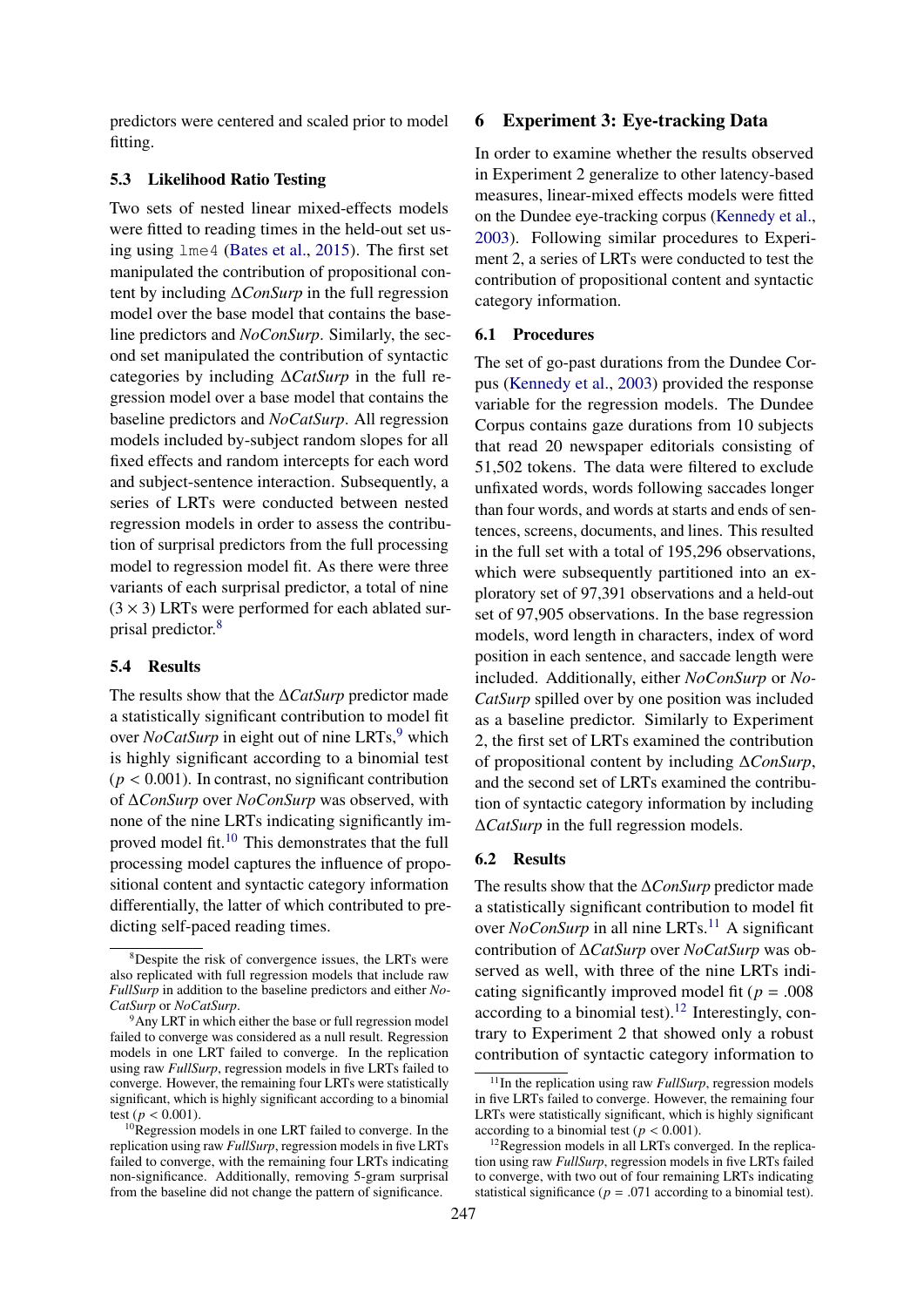predictors were centered and scaled prior to model fitting.

### 5.3 Likelihood Ratio Testing

Two sets of nested linear mixed-effects models were fitted to reading times in the held-out set using `lme4` (Bates et al., 2015). The first set manipulated the contribution of propositional content by including $\Delta$*ConSurp* in the full regression model over the base model that contains the baseline predictors and *NoConSurp*. Similarly, the second set manipulated the contribution of syntactic categories by including $\Delta$*CatSurp* in the full regression model over a base model that contains the baseline predictors and *NoCatSurp*. All regression models included by-subject random slopes for all fixed effects and random intercepts for each word and subject-sentence interaction. Subsequently, a series of LRTs were conducted between nested regression models in order to assess the contribution of surprisal predictors from the full processing model to regression model fit. As there were three variants of each surprisal predictor, a total of nine ($3 \times 3$) LRTs were performed for each ablated surprisal predictor.[8]

### 5.4 Results

The results show that the $\Delta$*CatSurp* predictor made a statistically significant contribution to model fit over *NoCatSurp* in eight out of nine LRTs,[9] which is highly significant according to a binomial test ($p < 0.001$). In contrast, no significant contribution of $\Delta$*ConSurp* over *NoConSurp* was observed, with none of the nine LRTs indicating significantly improved model fit.[10] This demonstrates that the full processing model captures the influence of propositional content and syntactic category information differentially, the latter of which contributed to predicting self-paced reading times.

## 6 Experiment 3: Eye-tracking Data

In order to examine whether the results observed in Experiment 2 generalize to other latency-based measures, linear-mixed effects models were fitted on the Dundee eye-tracking corpus (Kennedy et al., 2003). Following similar procedures to Experiment 2, a series of LRTs were conducted to test the contribution of propositional content and syntactic category information.

### 6.1 Procedures

The set of go-past durations from the Dundee Corpus (Kennedy et al., 2003) provided the response variable for the regression models. The Dundee Corpus contains gaze durations from 10 subjects that read 20 newspaper editorials consisting of 51,502 tokens. The data were filtered to exclude unfixated words, words following saccades longer than four words, and words at starts and ends of sentences, screens, documents, and lines. This resulted in the full set with a total of 195,296 observations, which were subsequently partitioned into an exploratory set of 97,391 observations and a held-out set of 97,905 observations. In the base regression models, word length in characters, index of word position in each sentence, and saccade length were included. Additionally, either *NoConSurp* or *NoCatSurp* spilled over by one position was included as a baseline predictor. Similarly to Experiment 2, the first set of LRTs examined the contribution of propositional content by including $\Delta$*ConSurp*, and the second set of LRTs examined the contribution of syntactic category information by including $\Delta$*CatSurp* in the full regression models.

### 6.2 Results

The results show that the $\Delta$*ConSurp* predictor made a statistically significant contribution to model fit over *NoConSurp* in all nine LRTs.[11] A significant contribution of $\Delta$*CatSurp* over *NoCatSurp* was observed as well, with three of the nine LRTs indicating significantly improved model fit ($p = .008$ according to a binomial test).[12] Interestingly, contrary to Experiment 2 that showed only a robust contribution of syntactic category information to

---

[8] Despite the risk of convergence issues, the LRTs were also replicated with full regression models that include raw *FullSurp* in addition to the baseline predictors and either *NoCatSurp* or *NoCatSurp*.

[9] Any LRT in which either the base or full regression model failed to converge was considered as a null result. Regression models in one LRT failed to converge. In the replication using raw *FullSurp*, regression models in five LRTs failed to converge. However, the remaining four LRTs were statistically significant, which is highly significant according to a binomial test ($p < 0.001$).

[10] Regression models in one LRT failed to converge. In the replication using raw *FullSurp*, regression models in five LRTs failed to converge, with the remaining four LRTs indicating non-significance. Additionally, removing 5-gram surprisal from the baseline did not change the pattern of significance.

[11] In the replication using raw *FullSurp*, regression models in five LRTs failed to converge. However, the remaining four LRTs were statistically significant, which is highly significant according to a binomial test ($p < 0.001$).

[12] Regression models in all LRTs converged. In the replication using raw *FullSurp*, regression models in five LRTs failed to converge, with two out of four remaining LRTs indicating statistical significance ($p = .071$ according to a binomial test).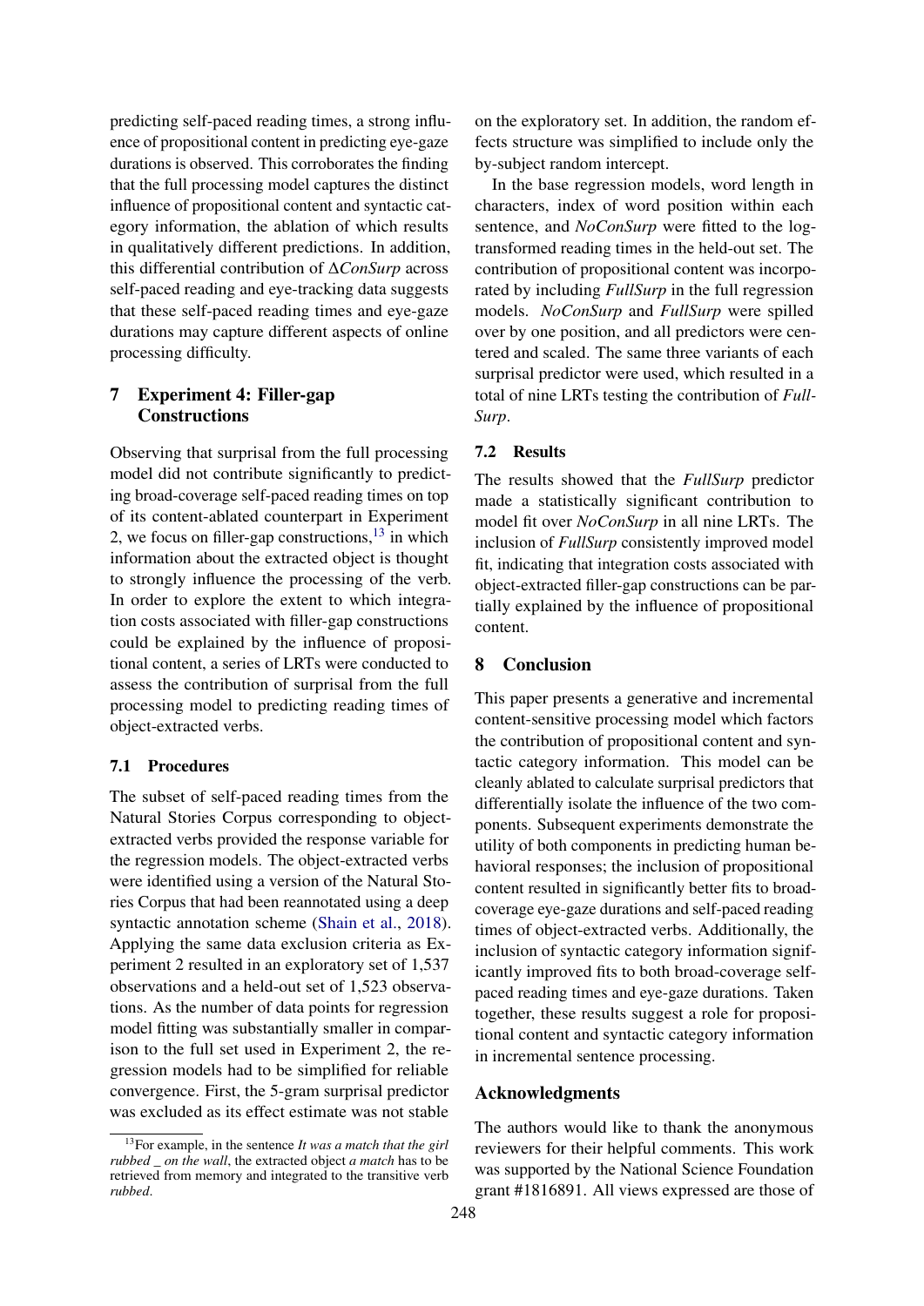predicting self-paced reading times, a strong influence of propositional content in predicting eye-gaze durations is observed. This corroborates the finding that the full processing model captures the distinct influence of propositional content and syntactic category information, the ablation of which results in qualitatively different predictions. In addition, this differential contribution of Δ*ConSurp* across self-paced reading and eye-tracking data suggests that these self-paced reading times and eye-gaze durations may capture different aspects of online processing difficulty.

## 7 Experiment 4: Filler-gap Constructions

Observing that surprisal from the full processing model did not contribute significantly to predicting broad-coverage self-paced reading times on top of its content-ablated counterpart in Experiment 2, we focus on filler-gap constructions,[13] in which information about the extracted object is thought to strongly influence the processing of the verb. In order to explore the extent to which integration costs associated with filler-gap constructions could be explained by the influence of propositional content, a series of LRTs were conducted to assess the contribution of surprisal from the full processing model to predicting reading times of object-extracted verbs.

### 7.1 Procedures

The subset of self-paced reading times from the Natural Stories Corpus corresponding to object-extracted verbs provided the response variable for the regression models. The object-extracted verbs were identified using a version of the Natural Stories Corpus that had been reannotated using a deep syntactic annotation scheme (Shain et al., 2018). Applying the same data exclusion criteria as Experiment 2 resulted in an exploratory set of 1,537 observations and a held-out set of 1,523 observations. As the number of data points for regression model fitting was substantially smaller in comparison to the full set used in Experiment 2, the regression models had to be simplified for reliable convergence. First, the 5-gram surprisal predictor was excluded as its effect estimate was not stable on the exploratory set. In addition, the random effects structure was simplified to include only the by-subject random intercept.

In the base regression models, word length in characters, index of word position within each sentence, and *NoConSurp* were fitted to the log-transformed reading times in the held-out set. The contribution of propositional content was incorporated by including *FullSurp* in the full regression models. *NoConSurp* and *FullSurp* were spilled over by one position, and all predictors were centered and scaled. The same three variants of each surprisal predictor were used, which resulted in a total of nine LRTs testing the contribution of *FullSurp*.

### 7.2 Results

The results showed that the *FullSurp* predictor made a statistically significant contribution to model fit over *NoConSurp* in all nine LRTs. The inclusion of *FullSurp* consistently improved model fit, indicating that integration costs associated with object-extracted filler-gap constructions can be partially explained by the influence of propositional content.

## 8 Conclusion

This paper presents a generative and incremental content-sensitive processing model which factors the contribution of propositional content and syntactic category information. This model can be cleanly ablated to calculate surprisal predictors that differentially isolate the influence of the two components. Subsequent experiments demonstrate the utility of both components in predicting human behavioral responses; the inclusion of propositional content resulted in significantly better fits to broad-coverage eye-gaze durations and self-paced reading times of object-extracted verbs. Additionally, the inclusion of syntactic category information significantly improved fits to both broad-coverage self-paced reading times and eye-gaze durations. Taken together, these results suggest a role for propositional content and syntactic category information in incremental sentence processing.

## Acknowledgments

The authors would like to thank the anonymous reviewers for their helpful comments. This work was supported by the National Science Foundation grant #1816891. All views expressed are those of

[13] For example, in the sentence *It was a match that the girl rubbed _ on the wall*, the extracted object *a match* has to be retrieved from memory and integrated to the transitive verb *rubbed*.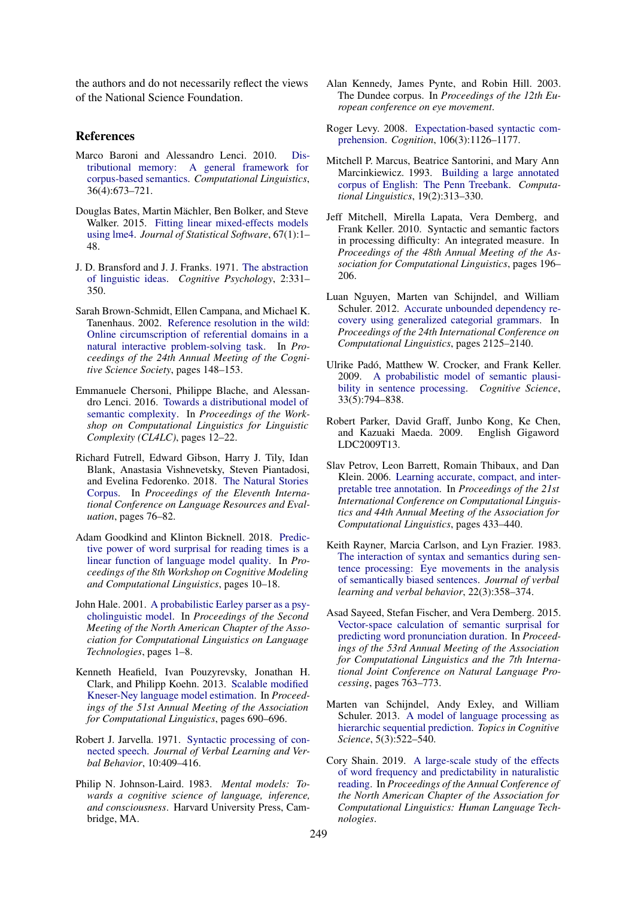the authors and do not necessarily reflect the views of the National Science Foundation.

## References

Marco Baroni and Alessandro Lenci. 2010. Distributional memory: A general framework for corpus-based semantics. *Computational Linguistics*, 36(4):673–721.

Douglas Bates, Martin Mächler, Ben Bolker, and Steve Walker. 2015. Fitting linear mixed-effects models using lme4. *Journal of Statistical Software*, 67(1):1–48.

J. D. Bransford and J. J. Franks. 1971. The abstraction of linguistic ideas. *Cognitive Psychology*, 2:331–350.

Sarah Brown-Schmidt, Ellen Campana, and Michael K. Tanenhaus. 2002. Reference resolution in the wild: Online circumscription of referential domains in a natural interactive problem-solving task. In *Proceedings of the 24th Annual Meeting of the Cognitive Science Society*, pages 148–153.

Emmanuele Chersoni, Philippe Blache, and Alessandro Lenci. 2016. Towards a distributional model of semantic complexity. In *Proceedings of the Workshop on Computational Linguistics for Linguistic Complexity (CL4LC)*, pages 12–22.

Richard Futrell, Edward Gibson, Harry J. Tily, Idan Blank, Anastasia Vishnevetsky, Steven Piantadosi, and Evelina Fedorenko. 2018. The Natural Stories Corpus. In *Proceedings of the Eleventh International Conference on Language Resources and Evaluation*, pages 76–82.

Adam Goodkind and Klinton Bicknell. 2018. Predictive power of word surprisal for reading times is a linear function of language model quality. In *Proceedings of the 8th Workshop on Cognitive Modeling and Computational Linguistics*, pages 10–18.

John Hale. 2001. A probabilistic Earley parser as a psycholinguistic model. In *Proceedings of the Second Meeting of the North American Chapter of the Association for Computational Linguistics on Language Technologies*, pages 1–8.

Kenneth Heafield, Ivan Pouzyrevsky, Jonathan H. Clark, and Philipp Koehn. 2013. Scalable modified Kneser-Ney language model estimation. In *Proceedings of the 51st Annual Meeting of the Association for Computational Linguistics*, pages 690–696.

Robert J. Jarvella. 1971. Syntactic processing of connected speech. *Journal of Verbal Learning and Verbal Behavior*, 10:409–416.

Philip N. Johnson-Laird. 1983. *Mental models: Towards a cognitive science of language, inference, and consciousness*. Harvard University Press, Cambridge, MA.

Alan Kennedy, James Pynte, and Robin Hill. 2003. The Dundee corpus. In *Proceedings of the 12th European conference on eye movement*.

Roger Levy. 2008. Expectation-based syntactic comprehension. *Cognition*, 106(3):1126–1177.

Mitchell P. Marcus, Beatrice Santorini, and Mary Ann Marcinkiewicz. 1993. Building a large annotated corpus of English: The Penn Treebank. *Computational Linguistics*, 19(2):313–330.

Jeff Mitchell, Mirella Lapata, Vera Demberg, and Frank Keller. 2010. Syntactic and semantic factors in processing difficulty: An integrated measure. In *Proceedings of the 48th Annual Meeting of the Association for Computational Linguistics*, pages 196–206.

Luan Nguyen, Marten van Schijndel, and William Schuler. 2012. Accurate unbounded dependency recovery using generalized categorial grammars. In *Proceedings of the 24th International Conference on Computational Linguistics*, pages 2125–2140.

Ulrike Padó, Matthew W. Crocker, and Frank Keller. 2009. A probabilistic model of semantic plausibility in sentence processing. *Cognitive Science*, 33(5):794–838.

Robert Parker, David Graff, Junbo Kong, Ke Chen, and Kazuaki Maeda. 2009. English Gigaword LDC2009T13.

Slav Petrov, Leon Barrett, Romain Thibaux, and Dan Klein. 2006. Learning accurate, compact, and interpretable tree annotation. In *Proceedings of the 21st International Conference on Computational Linguistics and 44th Annual Meeting of the Association for Computational Linguistics*, pages 433–440.

Keith Rayner, Marcia Carlson, and Lyn Frazier. 1983. The interaction of syntax and semantics during sentence processing: Eye movements in the analysis of semantically biased sentences. *Journal of verbal learning and verbal behavior*, 22(3):358–374.

Asad Sayeed, Stefan Fischer, and Vera Demberg. 2015. Vector-space calculation of semantic surprisal for predicting word pronunciation duration. In *Proceedings of the 53rd Annual Meeting of the Association for Computational Linguistics and the 7th International Joint Conference on Natural Language Processing*, pages 763–773.

Marten van Schijndel, Andy Exley, and William Schuler. 2013. A model of language processing as hierarchic sequential prediction. *Topics in Cognitive Science*, 5(3):522–540.

Cory Shain. 2019. A large-scale study of the effects of word frequency and predictability in naturalistic reading. In *Proceedings of the Annual Conference of the North American Chapter of the Association for Computational Linguistics: Human Language Technologies*.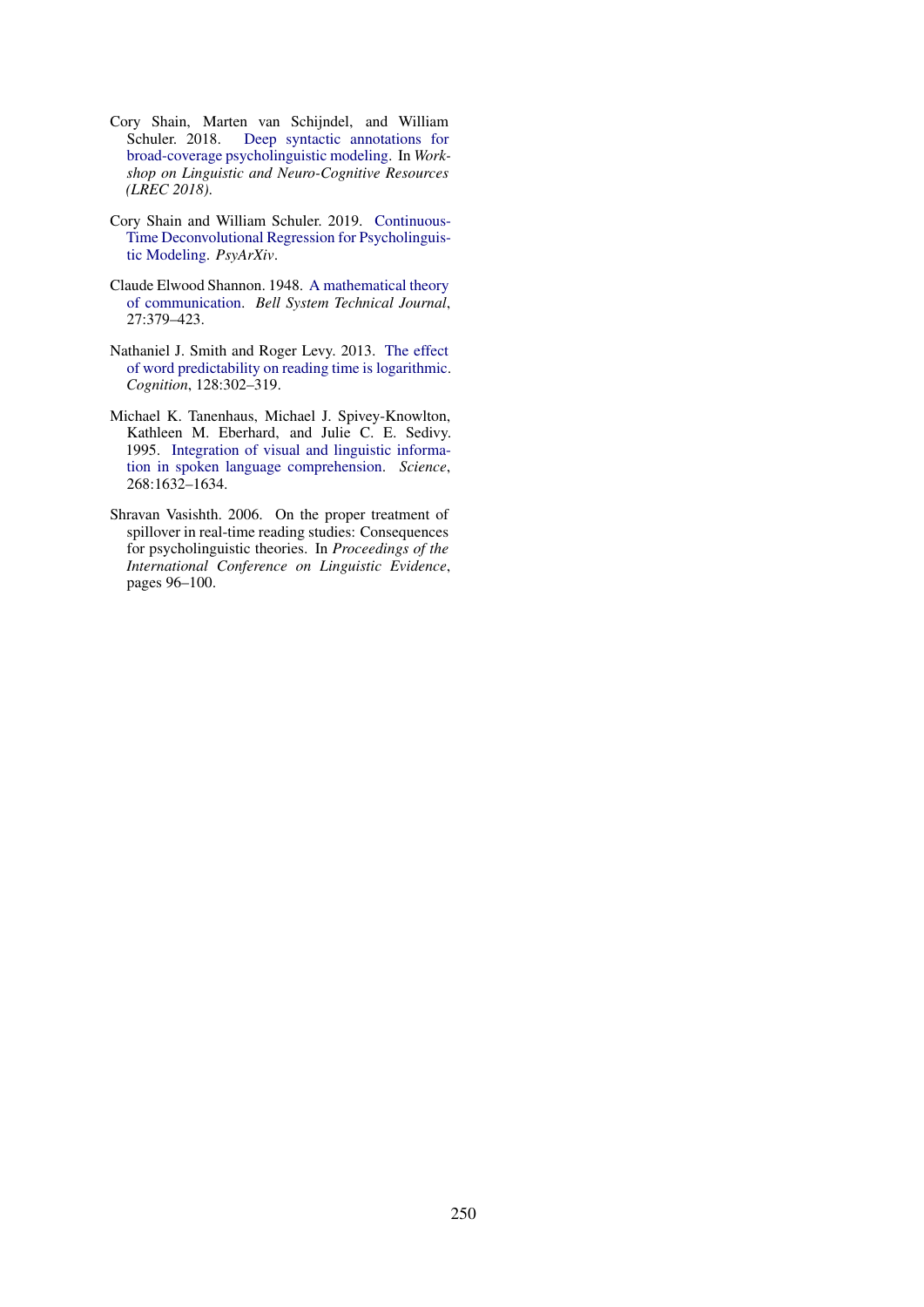Cory Shain, Marten van Schijndel, and William Schuler. 2018. Deep syntactic annotations for broad-coverage psycholinguistic modeling. In *Workshop on Linguistic and Neuro-Cognitive Resources (LREC 2018)*.

Cory Shain and William Schuler. 2019. Continuous-Time Deconvolutional Regression for Psycholinguistic Modeling. *PsyArXiv*.

Claude Elwood Shannon. 1948. A mathematical theory of communication. *Bell System Technical Journal*, 27:379–423.

Nathaniel J. Smith and Roger Levy. 2013. The effect of word predictability on reading time is logarithmic. *Cognition*, 128:302–319.

Michael K. Tanenhaus, Michael J. Spivey-Knowlton, Kathleen M. Eberhard, and Julie C. E. Sedivy. 1995. Integration of visual and linguistic information in spoken language comprehension. *Science*, 268:1632–1634.

Shravan Vasishth. 2006. On the proper treatment of spillover in real-time reading studies: Consequences for psycholinguistic theories. In *Proceedings of the International Conference on Linguistic Evidence*, pages 96–100.